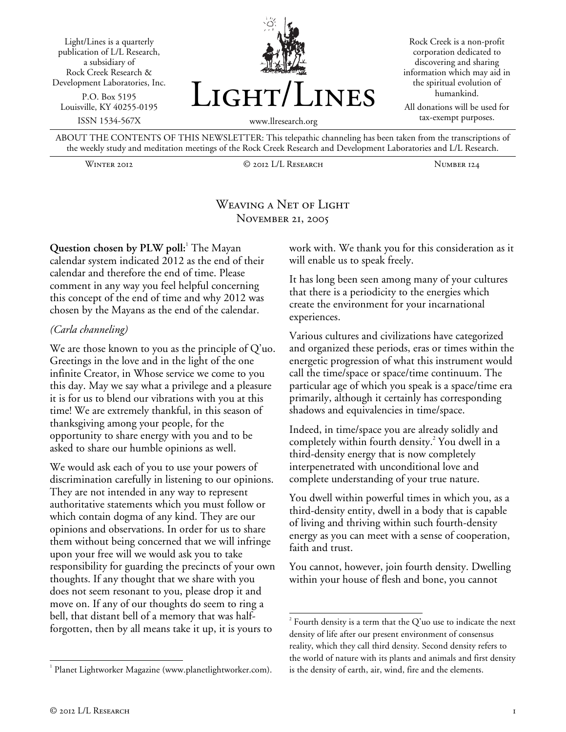Light/Lines is a quarterly publication of L/L Research, a subsidiary of Rock Creek Research & Development Laboratories, Inc.

P.O. Box 5195
Louisville, KY 40255-0195

ISSN 1534-567X

# Light/Lines

www.llresearch.org

Rock Creek is a non-profit corporation dedicated to discovering and sharing information which may aid in the spiritual evolution of humankind.

All donations will be used for tax-exempt purposes.

ABOUT THE CONTENTS OF THIS NEWSLETTER: This telepathic channeling has been taken from the transcriptions of the weekly study and meditation meetings of the Rock Creek Research and Development Laboratories and L/L Research.

Winter 2012 | © 2012 L/L Research | Number 124

## Weaving a Net of Light
### November 21, 2005

**Question chosen by PLW poll:**[1] The Mayan calendar system indicated 2012 as the end of their calendar and therefore the end of time. Please comment in any way you feel helpful concerning this concept of the end of time and why 2012 was chosen by the Mayans as the end of the calendar.

*(Carla channeling)*

We are those known to you as the principle of Q'uo. Greetings in the love and in the light of the one infinite Creator, in Whose service we come to you this day. May we say what a privilege and a pleasure it is for us to blend our vibrations with you at this time! We are extremely thankful, in this season of thanksgiving among your people, for the opportunity to share energy with you and to be asked to share our humble opinions as well.

We would ask each of you to use your powers of discrimination carefully in listening to our opinions. They are not intended in any way to represent authoritative statements which you must follow or which contain dogma of any kind. They are our opinions and observations. In order for us to share them without being concerned that we will infringe upon your free will we would ask you to take responsibility for guarding the precincts of your own thoughts. If any thought that we share with you does not seem resonant to you, please drop it and move on. If any of our thoughts do seem to ring a bell, that distant bell of a memory that was half-forgotten, then by all means take it up, it is yours to work with. We thank you for this consideration as it will enable us to speak freely.

It has long been seen among many of your cultures that there is a periodicity to the energies which create the environment for your incarnational experiences.

Various cultures and civilizations have categorized and organized these periods, eras or times within the energetic progression of what this instrument would call the time/space or space/time continuum. The particular age of which you speak is a space/time era primarily, although it certainly has corresponding shadows and equivalencies in time/space.

Indeed, in time/space you are already solidly and completely within fourth density.[2] You dwell in a third-density energy that is now completely interpenetrated with unconditional love and complete understanding of your true nature.

You dwell within powerful times in which you, as a third-density entity, dwell in a body that is capable of living and thriving within such fourth-density energy as you can meet with a sense of cooperation, faith and trust.

You cannot, however, join fourth density. Dwelling within your house of flesh and bone, you cannot

---

[1] Planet Lightworker Magazine (www.planetlightworker.com).

[2] Fourth density is a term that the Q'uo use to indicate the next density of life after our present environment of consensus reality, which they call third density. Second density refers to the world of nature with its plants and animals and first density is the density of earth, air, wind, fire and the elements.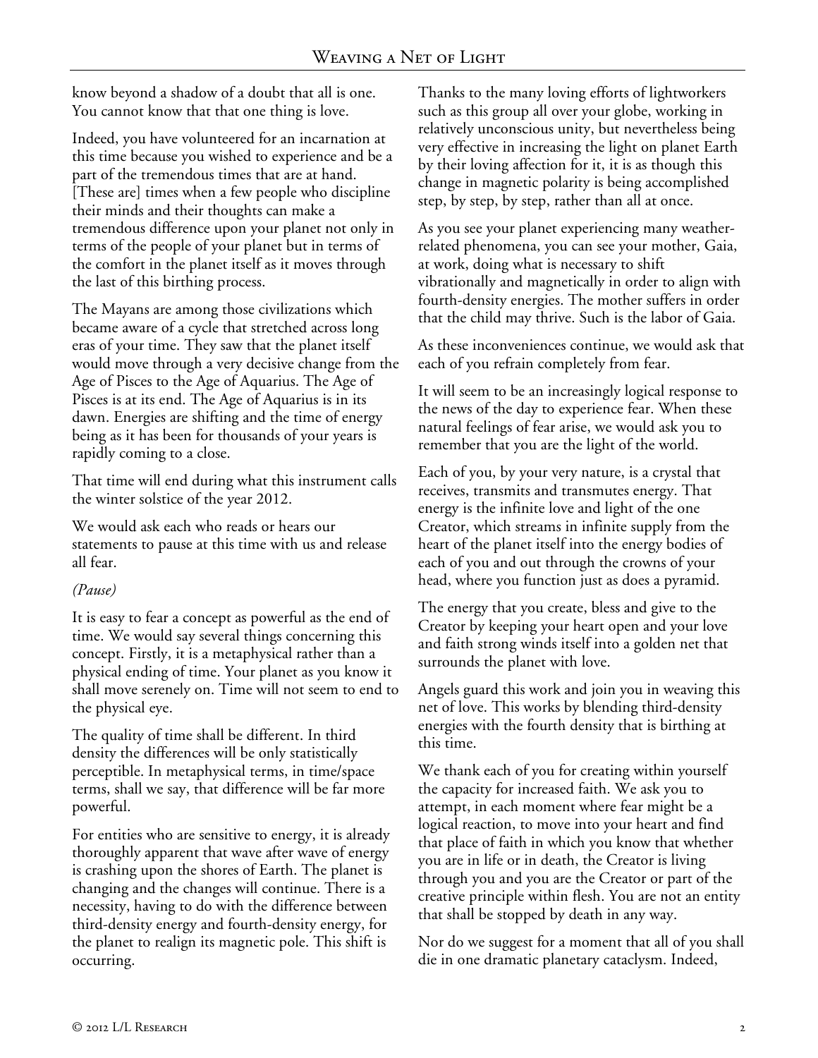know beyond a shadow of a doubt that all is one. You cannot know that that one thing is love.

Indeed, you have volunteered for an incarnation at this time because you wished to experience and be a part of the tremendous times that are at hand. [These are] times when a few people who discipline their minds and their thoughts can make a tremendous difference upon your planet not only in terms of the people of your planet but in terms of the comfort in the planet itself as it moves through the last of this birthing process.

The Mayans are among those civilizations which became aware of a cycle that stretched across long eras of your time. They saw that the planet itself would move through a very decisive change from the Age of Pisces to the Age of Aquarius. The Age of Pisces is at its end. The Age of Aquarius is in its dawn. Energies are shifting and the time of energy being as it has been for thousands of your years is rapidly coming to a close.

That time will end during what this instrument calls the winter solstice of the year 2012.

We would ask each who reads or hears our statements to pause at this time with us and release all fear.

*(Pause)*

It is easy to fear a concept as powerful as the end of time. We would say several things concerning this concept. Firstly, it is a metaphysical rather than a physical ending of time. Your planet as you know it shall move serenely on. Time will not seem to end to the physical eye.

The quality of time shall be different. In third density the differences will be only statistically perceptible. In metaphysical terms, in time/space terms, shall we say, that difference will be far more powerful.

For entities who are sensitive to energy, it is already thoroughly apparent that wave after wave of energy is crashing upon the shores of Earth. The planet is changing and the changes will continue. There is a necessity, having to do with the difference between third-density energy and fourth-density energy, for the planet to realign its magnetic pole. This shift is occurring.

Thanks to the many loving efforts of lightworkers such as this group all over your globe, working in relatively unconscious unity, but nevertheless being very effective in increasing the light on planet Earth by their loving affection for it, it is as though this change in magnetic polarity is being accomplished step, by step, by step, rather than all at once.

As you see your planet experiencing many weather-related phenomena, you can see your mother, Gaia, at work, doing what is necessary to shift vibrationally and magnetically in order to align with fourth-density energies. The mother suffers in order that the child may thrive. Such is the labor of Gaia.

As these inconveniences continue, we would ask that each of you refrain completely from fear.

It will seem to be an increasingly logical response to the news of the day to experience fear. When these natural feelings of fear arise, we would ask you to remember that you are the light of the world.

Each of you, by your very nature, is a crystal that receives, transmits and transmutes energy. That energy is the infinite love and light of the one Creator, which streams in infinite supply from the heart of the planet itself into the energy bodies of each of you and out through the crowns of your head, where you function just as does a pyramid.

The energy that you create, bless and give to the Creator by keeping your heart open and your love and faith strong winds itself into a golden net that surrounds the planet with love.

Angels guard this work and join you in weaving this net of love. This works by blending third-density energies with the fourth density that is birthing at this time.

We thank each of you for creating within yourself the capacity for increased faith. We ask you to attempt, in each moment where fear might be a logical reaction, to move into your heart and find that place of faith in which you know that whether you are in life or in death, the Creator is living through you and you are the Creator or part of the creative principle within flesh. You are not an entity that shall be stopped by death in any way.

Nor do we suggest for a moment that all of you shall die in one dramatic planetary cataclysm. Indeed,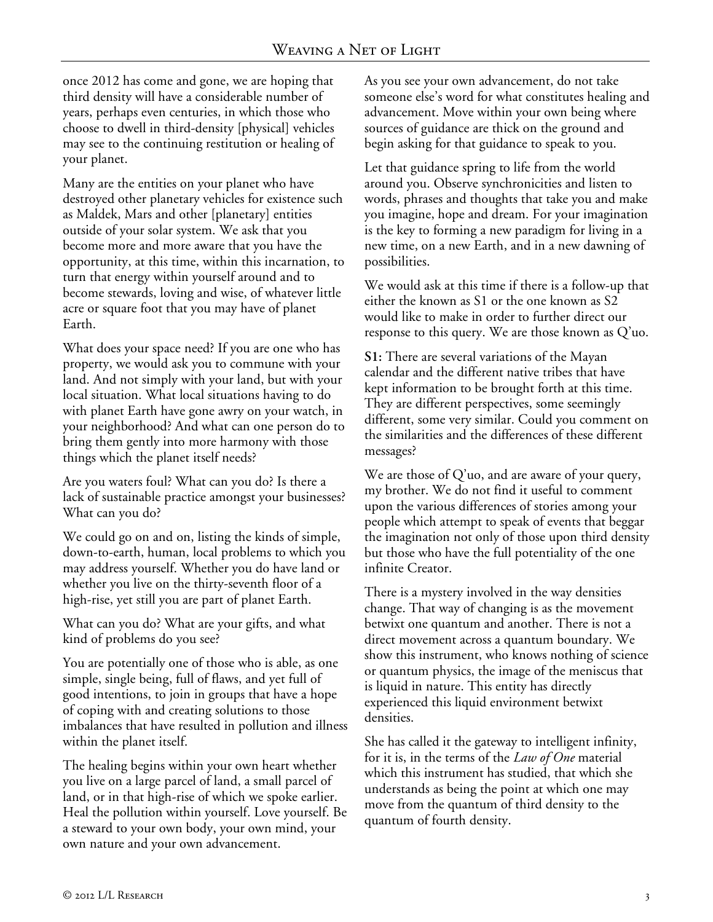once 2012 has come and gone, we are hoping that third density will have a considerable number of years, perhaps even centuries, in which those who choose to dwell in third-density [physical] vehicles may see to the continuing restitution or healing of your planet.

Many are the entities on your planet who have destroyed other planetary vehicles for existence such as Maldek, Mars and other [planetary] entities outside of your solar system. We ask that you become more and more aware that you have the opportunity, at this time, within this incarnation, to turn that energy within yourself around and to become stewards, loving and wise, of whatever little acre or square foot that you may have of planet Earth.

What does your space need? If you are one who has property, we would ask you to commune with your land. And not simply with your land, but with your local situation. What local situations having to do with planet Earth have gone awry on your watch, in your neighborhood? And what can one person do to bring them gently into more harmony with those things which the planet itself needs?

Are you waters foul? What can you do? Is there a lack of sustainable practice amongst your businesses? What can you do?

We could go on and on, listing the kinds of simple, down-to-earth, human, local problems to which you may address yourself. Whether you do have land or whether you live on the thirty-seventh floor of a high-rise, yet still you are part of planet Earth.

What can you do? What are your gifts, and what kind of problems do you see?

You are potentially one of those who is able, as one simple, single being, full of flaws, and yet full of good intentions, to join in groups that have a hope of coping with and creating solutions to those imbalances that have resulted in pollution and illness within the planet itself.

The healing begins within your own heart whether you live on a large parcel of land, a small parcel of land, or in that high-rise of which we spoke earlier. Heal the pollution within yourself. Love yourself. Be a steward to your own body, your own mind, your own nature and your own advancement.

As you see your own advancement, do not take someone else's word for what constitutes healing and advancement. Move within your own being where sources of guidance are thick on the ground and begin asking for that guidance to speak to you.

Let that guidance spring to life from the world around you. Observe synchronicities and listen to words, phrases and thoughts that take you and make you imagine, hope and dream. For your imagination is the key to forming a new paradigm for living in a new time, on a new Earth, and in a new dawning of possibilities.

We would ask at this time if there is a follow-up that either the known as S1 or the one known as S2 would like to make in order to further direct our response to this query. We are those known as Q'uo.

**S1:** There are several variations of the Mayan calendar and the different native tribes that have kept information to be brought forth at this time. They are different perspectives, some seemingly different, some very similar. Could you comment on the similarities and the differences of these different messages?

We are those of Q'uo, and are aware of your query, my brother. We do not find it useful to comment upon the various differences of stories among your people which attempt to speak of events that beggar the imagination not only of those upon third density but those who have the full potentiality of the one infinite Creator.

There is a mystery involved in the way densities change. That way of changing is as the movement betwixt one quantum and another. There is not a direct movement across a quantum boundary. We show this instrument, who knows nothing of science or quantum physics, the image of the meniscus that is liquid in nature. This entity has directly experienced this liquid environment betwixt densities.

She has called it the gateway to intelligent infinity, for it is, in the terms of the *Law of One* material which this instrument has studied, that which she understands as being the point at which one may move from the quantum of third density to the quantum of fourth density.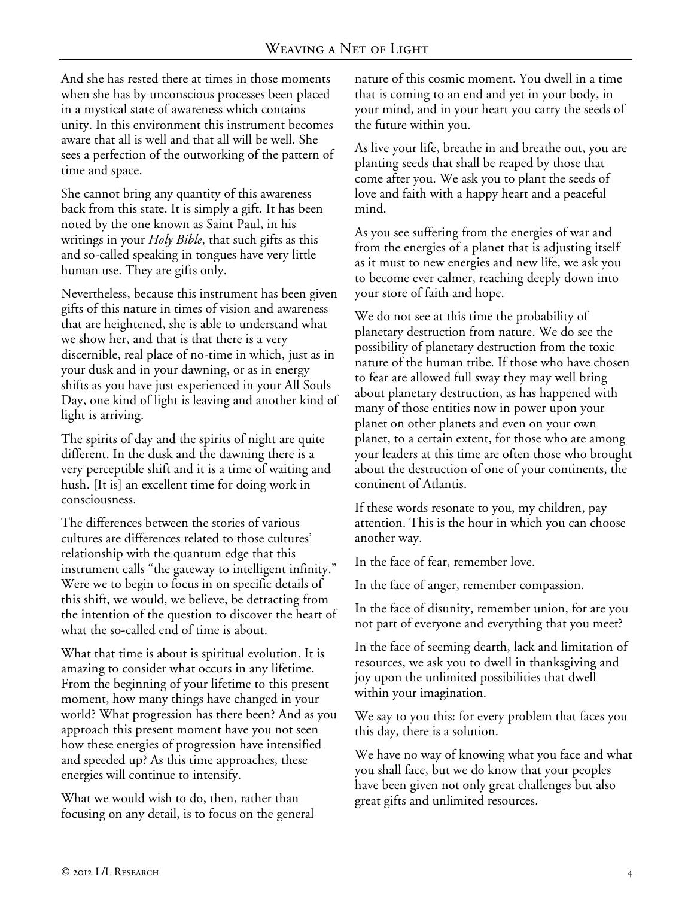And she has rested there at times in those moments when she has by unconscious processes been placed in a mystical state of awareness which contains unity. In this environment this instrument becomes aware that all is well and that all will be well. She sees a perfection of the outworking of the pattern of time and space.

She cannot bring any quantity of this awareness back from this state. It is simply a gift. It has been noted by the one known as Saint Paul, in his writings in your *Holy Bible*, that such gifts as this and so-called speaking in tongues have very little human use. They are gifts only.

Nevertheless, because this instrument has been given gifts of this nature in times of vision and awareness that are heightened, she is able to understand what we show her, and that is that there is a very discernible, real place of no-time in which, just as in your dusk and in your dawning, or as in energy shifts as you have just experienced in your All Souls Day, one kind of light is leaving and another kind of light is arriving.

The spirits of day and the spirits of night are quite different. In the dusk and the dawning there is a very perceptible shift and it is a time of waiting and hush. [It is] an excellent time for doing work in consciousness.

The differences between the stories of various cultures are differences related to those cultures' relationship with the quantum edge that this instrument calls "the gateway to intelligent infinity." Were we to begin to focus in on specific details of this shift, we would, we believe, be detracting from the intention of the question to discover the heart of what the so-called end of time is about.

What that time is about is spiritual evolution. It is amazing to consider what occurs in any lifetime. From the beginning of your lifetime to this present moment, how many things have changed in your world? What progression has there been? And as you approach this present moment have you not seen how these energies of progression have intensified and speeded up? As this time approaches, these energies will continue to intensify.

What we would wish to do, then, rather than focusing on any detail, is to focus on the general nature of this cosmic moment. You dwell in a time that is coming to an end and yet in your body, in your mind, and in your heart you carry the seeds of the future within you.

As live your life, breathe in and breathe out, you are planting seeds that shall be reaped by those that come after you. We ask you to plant the seeds of love and faith with a happy heart and a peaceful mind.

As you see suffering from the energies of war and from the energies of a planet that is adjusting itself as it must to new energies and new life, we ask you to become ever calmer, reaching deeply down into your store of faith and hope.

We do not see at this time the probability of planetary destruction from nature. We do see the possibility of planetary destruction from the toxic nature of the human tribe. If those who have chosen to fear are allowed full sway they may well bring about planetary destruction, as has happened with many of those entities now in power upon your planet on other planets and even on your own planet, to a certain extent, for those who are among your leaders at this time are often those who brought about the destruction of one of your continents, the continent of Atlantis.

If these words resonate to you, my children, pay attention. This is the hour in which you can choose another way.

In the face of fear, remember love.

In the face of anger, remember compassion.

In the face of disunity, remember union, for are you not part of everyone and everything that you meet?

In the face of seeming dearth, lack and limitation of resources, we ask you to dwell in thanksgiving and joy upon the unlimited possibilities that dwell within your imagination.

We say to you this: for every problem that faces you this day, there is a solution.

We have no way of knowing what you face and what you shall face, but we do know that your peoples have been given not only great challenges but also great gifts and unlimited resources.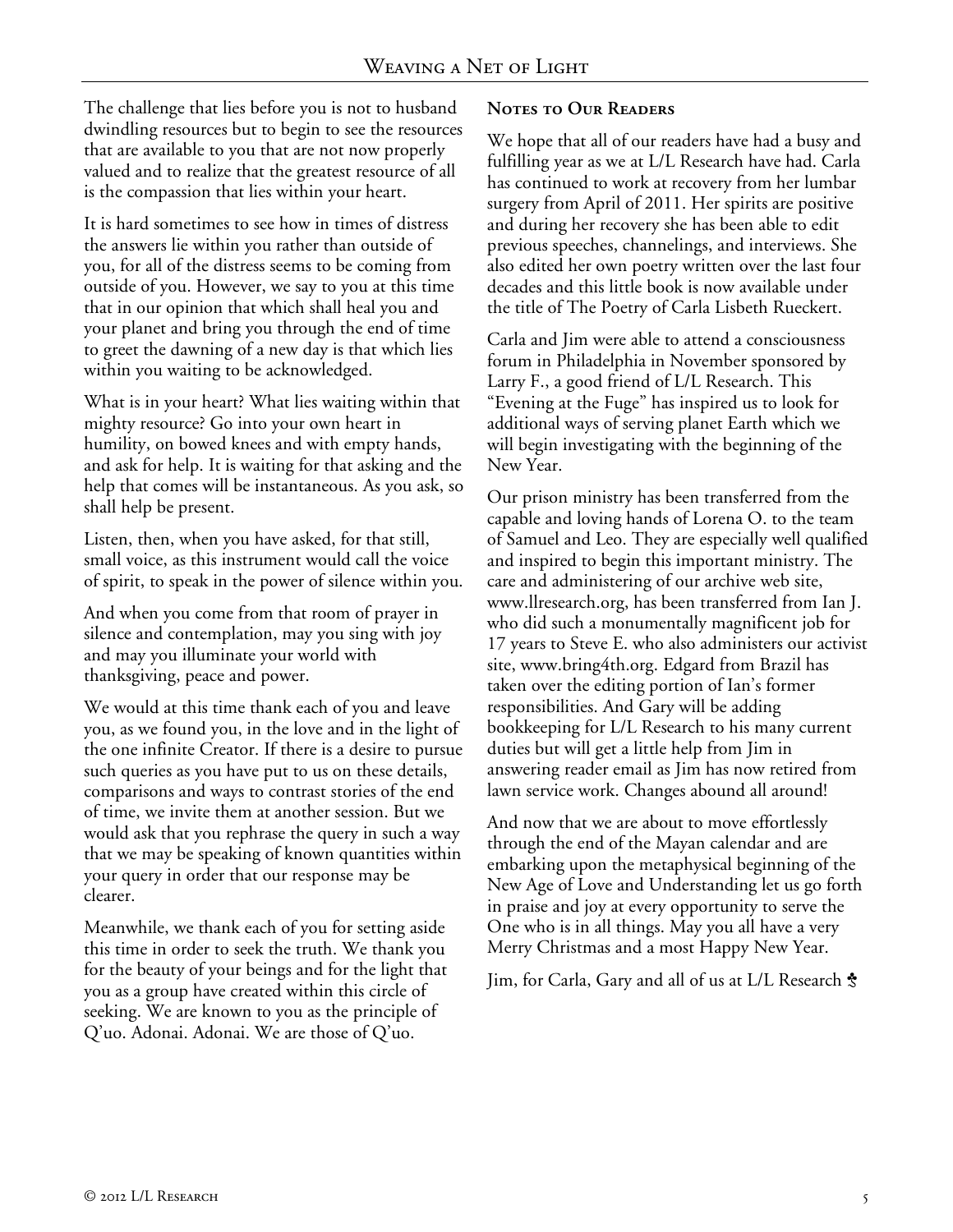The challenge that lies before you is not to husband dwindling resources but to begin to see the resources that are available to you that are not now properly valued and to realize that the greatest resource of all is the compassion that lies within your heart.

It is hard sometimes to see how in times of distress the answers lie within you rather than outside of you, for all of the distress seems to be coming from outside of you. However, we say to you at this time that in our opinion that which shall heal you and your planet and bring you through the end of time to greet the dawning of a new day is that which lies within you waiting to be acknowledged.

What is in your heart? What lies waiting within that mighty resource? Go into your own heart in humility, on bowed knees and with empty hands, and ask for help. It is waiting for that asking and the help that comes will be instantaneous. As you ask, so shall help be present.

Listen, then, when you have asked, for that still, small voice, as this instrument would call the voice of spirit, to speak in the power of silence within you.

And when you come from that room of prayer in silence and contemplation, may you sing with joy and may you illuminate your world with thanksgiving, peace and power.

We would at this time thank each of you and leave you, as we found you, in the love and in the light of the one infinite Creator. If there is a desire to pursue such queries as you have put to us on these details, comparisons and ways to contrast stories of the end of time, we invite them at another session. But we would ask that you rephrase the query in such a way that we may be speaking of known quantities within your query in order that our response may be clearer.

Meanwhile, we thank each of you for setting aside this time in order to seek the truth. We thank you for the beauty of your beings and for the light that you as a group have created within this circle of seeking. We are known to you as the principle of Q'uo. Adonai. Adonai. We are those of Q'uo.

**Notes to Our Readers**

We hope that all of our readers have had a busy and fulfilling year as we at L/L Research have had. Carla has continued to work at recovery from her lumbar surgery from April of 2011. Her spirits are positive and during her recovery she has been able to edit previous speeches, channelings, and interviews. She also edited her own poetry written over the last four decades and this little book is now available under the title of The Poetry of Carla Lisbeth Rueckert.

Carla and Jim were able to attend a consciousness forum in Philadelphia in November sponsored by Larry F., a good friend of L/L Research. This "Evening at the Fuge" has inspired us to look for additional ways of serving planet Earth which we will begin investigating with the beginning of the New Year.

Our prison ministry has been transferred from the capable and loving hands of Lorena O. to the team of Samuel and Leo. They are especially well qualified and inspired to begin this important ministry. The care and administering of our archive web site, www.llresearch.org, has been transferred from Ian J. who did such a monumentally magnificent job for 17 years to Steve E. who also administers our activist site, www.bring4th.org. Edgard from Brazil has taken over the editing portion of Ian's former responsibilities. And Gary will be adding bookkeeping for L/L Research to his many current duties but will get a little help from Jim in answering reader email as Jim has now retired from lawn service work. Changes abound all around!

And now that we are about to move effortlessly through the end of the Mayan calendar and are embarking upon the metaphysical beginning of the New Age of Love and Understanding let us go forth in praise and joy at every opportunity to serve the One who is in all things. May you all have a very Merry Christmas and a most Happy New Year.

Jim, for Carla, Gary and all of us at L/L Research ♰